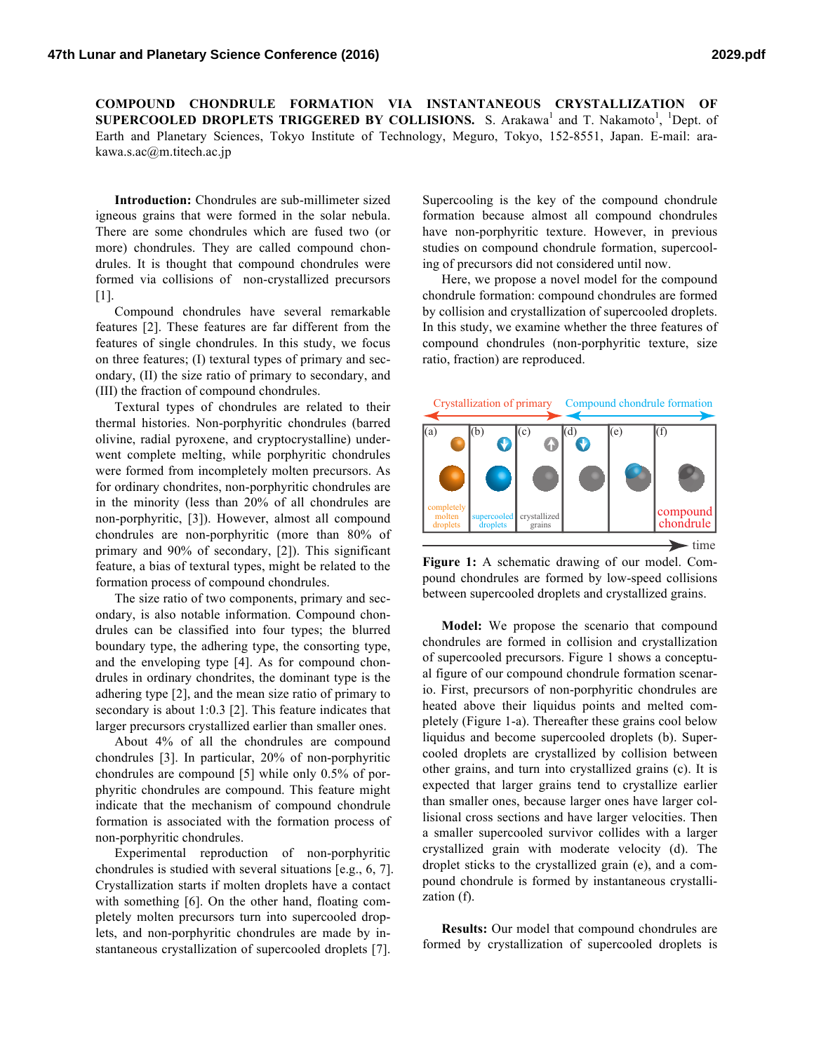**COMPOUND CHONDRULE FORMATION VIA INSTANTANEOUS CRYSTALLIZATION OF SUPERCOOLED DROPLETS TRIGGERED BY COLLISIONS.** S. Arakawa[1] and T. Nakamoto[1], [1]Dept. of Earth and Planetary Sciences, Tokyo Institute of Technology, Meguro, Tokyo, 152-8551, Japan. E-mail: arakawa.s.ac@m.titech.ac.jp

**Introduction:** Chondrules are sub-millimeter sized igneous grains that were formed in the solar nebula. There are some chondrules which are fused two (or more) chondrules. They are called compound chondrules. It is thought that compound chondrules were formed via collisions of non-crystallized precursors [1].

Compound chondrules have several remarkable features [2]. These features are far different from the features of single chondrules. In this study, we focus on three features; (I) textural types of primary and secondary, (II) the size ratio of primary to secondary, and (III) the fraction of compound chondrules.

Textural types of chondrules are related to their thermal histories. Non-porphyritic chondrules (barred olivine, radial pyroxene, and cryptocrystalline) underwent complete melting, while porphyritic chondrules were formed from incompletely molten precursors. As for ordinary chondrites, non-porphyritic chondrules are in the minority (less than 20% of all chondrules are non-porphyritic, [3]). However, almost all compound chondrules are non-porphyritic (more than 80% of primary and 90% of secondary, [2]). This significant feature, a bias of textural types, might be related to the formation process of compound chondrules.

The size ratio of two components, primary and secondary, is also notable information. Compound chondrules can be classified into four types; the blurred boundary type, the adhering type, the consorting type, and the enveloping type [4]. As for compound chondrules in ordinary chondrites, the dominant type is the adhering type [2], and the mean size ratio of primary to secondary is about 1:0.3 [2]. This feature indicates that larger precursors crystallized earlier than smaller ones.

About 4% of all the chondrules are compound chondrules [3]. In particular, 20% of non-porphyritic chondrules are compound [5] while only 0.5% of porphyritic chondrules are compound. This feature might indicate that the mechanism of compound chondrule formation is associated with the formation process of non-porphyritic chondrules.

Experimental reproduction of non-porphyritic chondrules is studied with several situations [e.g., 6, 7]. Crystallization starts if molten droplets have a contact with something [6]. On the other hand, floating completely molten precursors turn into supercooled droplets, and non-porphyritic chondrules are made by instantaneous crystallization of supercooled droplets [7].

Supercooling is the key of the compound chondrule formation because almost all compound chondrules have non-porphyritic texture. However, in previous studies on compound chondrule formation, supercooling of precursors did not considered until now.

Here, we propose a novel model for the compound chondrule formation: compound chondrules are formed by collision and crystallization of supercooled droplets. In this study, we examine whether the three features of compound chondrules (non-porphyritic texture, size ratio, fraction) are reproduced.

**Figure 1:** A schematic drawing of our model. Compound chondrules are formed by low-speed collisions between supercooled droplets and crystallized grains.

**Model:** We propose the scenario that compound chondrules are formed in collision and crystallization of supercooled precursors. Figure 1 shows a conceptual figure of our compound chondrule formation scenario. First, precursors of non-porphyritic chondrules are heated above their liquidus points and melted completely (Figure 1-a). Thereafter these grains cool below liquidus and become supercooled droplets (b). Supercooled droplets are crystallized by collision between other grains, and turn into crystallized grains (c). It is expected that larger grains tend to crystallize earlier than smaller ones, because larger ones have larger collisional cross sections and have larger velocities. Then a smaller supercooled survivor collides with a larger crystallized grain with moderate velocity (d). The droplet sticks to the crystallized grain (e), and a compound chondrule is formed by instantaneous crystallization (f).

**Results:** Our model that compound chondrules are formed by crystallization of supercooled droplets is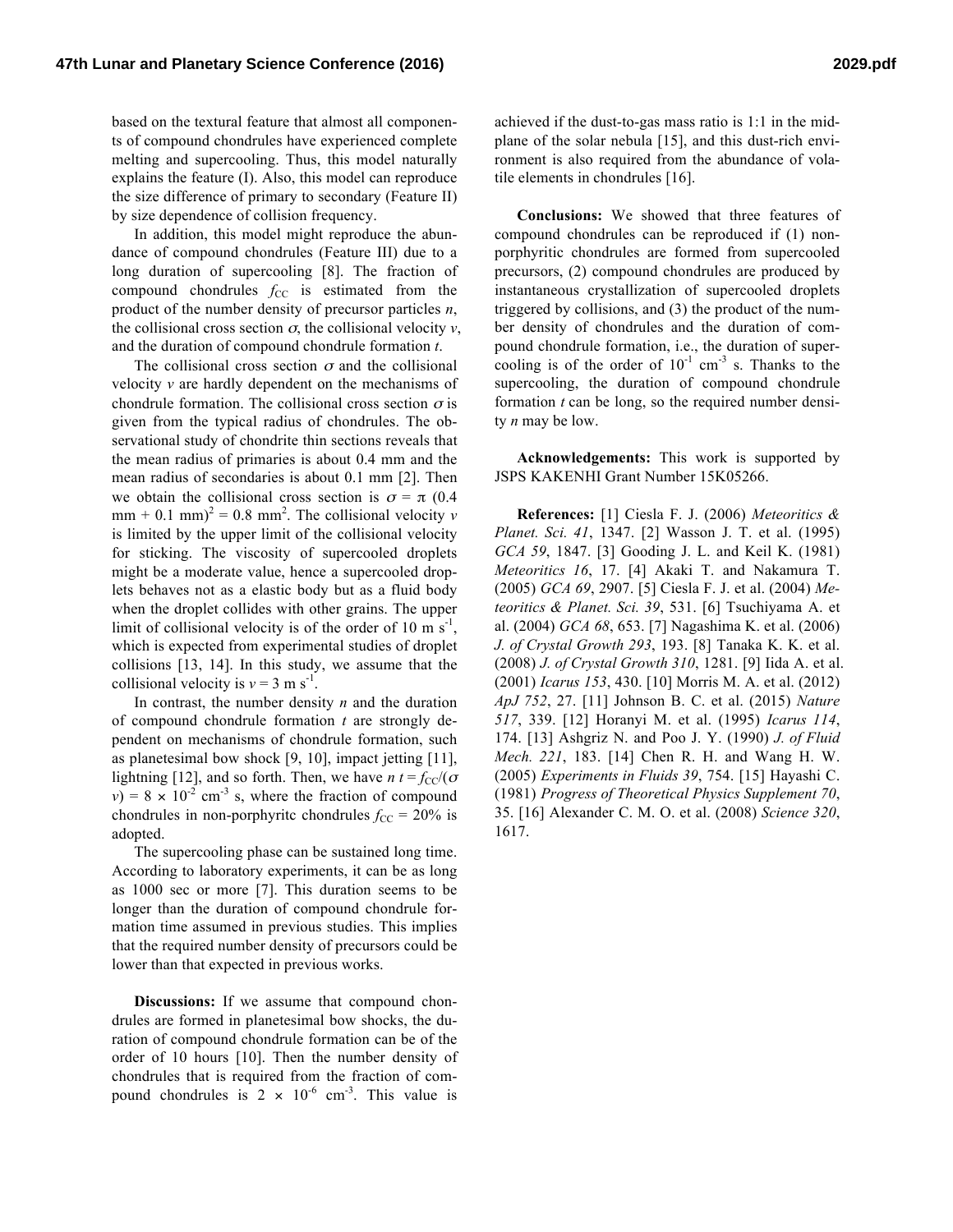based on the textural feature that almost all components of compound chondrules have experienced complete melting and supercooling. Thus, this model naturally explains the feature (I). Also, this model can reproduce the size difference of primary to secondary (Feature II) by size dependence of collision frequency.

In addition, this model might reproduce the abundance of compound chondrules (Feature III) due to a long duration of supercooling [8]. The fraction of compound chondrules $f_{CC}$ is estimated from the product of the number density of precursor particles $n$, the collisional cross section $\sigma$, the collisional velocity $v$, and the duration of compound chondrule formation $t$.

The collisional cross section $\sigma$ and the collisional velocity $v$ are hardly dependent on the mechanisms of chondrule formation. The collisional cross section $\sigma$ is given from the typical radius of chondrules. The observational study of chondrite thin sections reveals that the mean radius of primaries is about 0.4 mm and the mean radius of secondaries is about 0.1 mm [2]. Then we obtain the collisional cross section is $\sigma = \pi$ (0.4 mm + 0.1 mm)$^2$ = 0.8 mm$^2$. The collisional velocity $v$ is limited by the upper limit of the collisional velocity for sticking. The viscosity of supercooled droplets might be a moderate value, hence a supercooled droplets behaves not as a elastic body but as a fluid body when the droplet collides with other grains. The upper limit of collisional velocity is of the order of 10 m s$^{-1}$, which is expected from experimental studies of droplet collisions [13, 14]. In this study, we assume that the collisional velocity is $v$ = 3 m s$^{-1}$.

In contrast, the number density $n$ and the duration of compound chondrule formation $t$ are strongly dependent on mechanisms of chondrule formation, such as planetesimal bow shock [9, 10], impact jetting [11], lightning [12], and so forth. Then, we have $n\,t = f_{CC}/(\sigma\, v) = 8 \times 10^{-2}$ cm$^{-3}$ s, where the fraction of compound chondrules in non-porphyritc chondrules $f_{CC}$ = 20% is adopted.

The supercooling phase can be sustained long time. According to laboratory experiments, it can be as long as 1000 sec or more [7]. This duration seems to be longer than the duration of compound chondrule formation time assumed in previous studies. This implies that the required number density of precursors could be lower than that expected in previous works.

**Discussions:** If we assume that compound chondrules are formed in planetesimal bow shocks, the duration of compound chondrule formation can be of the order of 10 hours [10]. Then the number density of chondrules that is required from the fraction of compound chondrules is $2 \times 10^{-6}$ cm$^{-3}$. This value is achieved if the dust-to-gas mass ratio is 1:1 in the midplane of the solar nebula [15], and this dust-rich environment is also required from the abundance of volatile elements in chondrules [16].

**Conclusions:** We showed that three features of compound chondrules can be reproduced if (1) non-porphyritic chondrules are formed from supercooled precursors, (2) compound chondrules are produced by instantaneous crystallization of supercooled droplets triggered by collisions, and (3) the product of the number density of chondrules and the duration of compound chondrule formation, i.e., the duration of supercooling is of the order of $10^{-1}$ cm$^{-3}$ s. Thanks to the supercooling, the duration of compound chondrule formation $t$ can be long, so the required number density $n$ may be low.

**Acknowledgements:** This work is supported by JSPS KAKENHI Grant Number 15K05266.

**References:** [1] Ciesla F. J. (2006) *Meteoritics & Planet. Sci. 41*, 1347. [2] Wasson J. T. et al. (1995) *GCA 59*, 1847. [3] Gooding J. L. and Keil K. (1981) *Meteoritics 16*, 17. [4] Akaki T. and Nakamura T. (2005) *GCA 69*, 2907. [5] Ciesla F. J. et al. (2004) *Meteoritics & Planet. Sci. 39*, 531. [6] Tsuchiyama A. et al. (2004) *GCA 68*, 653. [7] Nagashima K. et al. (2006) *J. of Crystal Growth 293*, 193. [8] Tanaka K. K. et al. (2008) *J. of Crystal Growth 310*, 1281. [9] Iida A. et al. (2001) *Icarus 153*, 430. [10] Morris M. A. et al. (2012) *ApJ 752*, 27. [11] Johnson B. C. et al. (2015) *Nature 517*, 339. [12] Horanyi M. et al. (1995) *Icarus 114*, 174. [13] Ashgriz N. and Poo J. Y. (1990) *J. of Fluid Mech. 221*, 183. [14] Chen R. H. and Wang H. W. (2005) *Experiments in Fluids 39*, 754. [15] Hayashi C. (1981) *Progress of Theoretical Physics Supplement 70*, 35. [16] Alexander C. M. O. et al. (2008) *Science 320*, 1617.